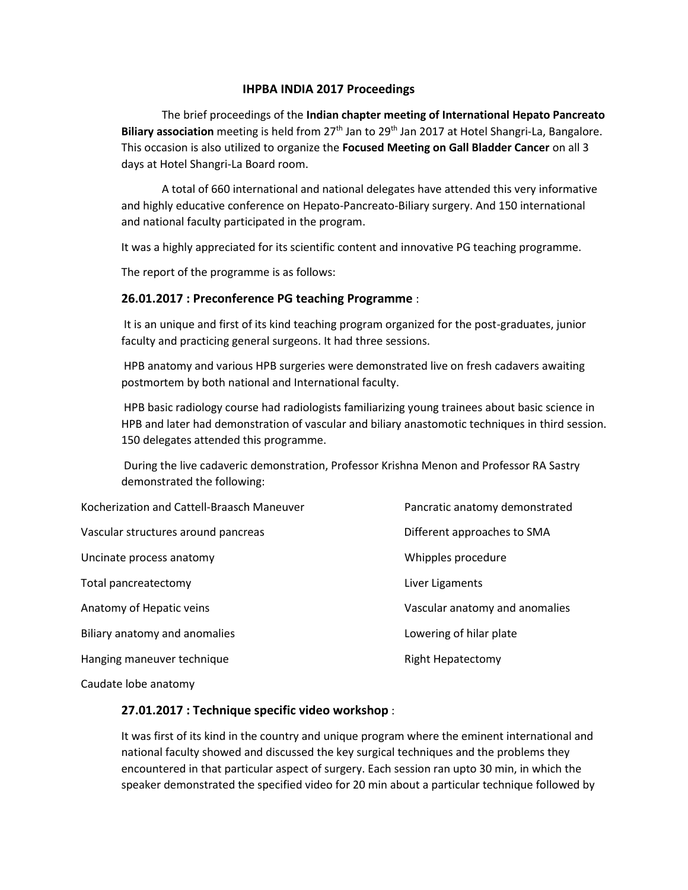# IHPBA INDIA 2017 Proceedings

The brief proceedings of the **Indian chapter meeting of International Hepato Pancreato Biliary association** meeting is held from 27th Jan to 29th Jan 2017 at Hotel Shangri-La, Bangalore. This occasion is also utilized to organize the **Focused Meeting on Gall Bladder Cancer** on all 3 days at Hotel Shangri-La Board room.

A total of 660 international and national delegates have attended this very informative and highly educative conference on Hepato-Pancreato-Biliary surgery. And 150 international and national faculty participated in the program.

It was a highly appreciated for its scientific content and innovative PG teaching programme.

The report of the programme is as follows:

## 26.01.2017 : Preconference PG teaching Programme :

It is an unique and first of its kind teaching program organized for the post-graduates, junior faculty and practicing general surgeons. It had three sessions.

HPB anatomy and various HPB surgeries were demonstrated live on fresh cadavers awaiting postmortem by both national and International faculty.

HPB basic radiology course had radiologists familiarizing young trainees about basic science in HPB and later had demonstration of vascular and biliary anastomotic techniques in third session. 150 delegates attended this programme.

During the live cadaveric demonstration, Professor Krishna Menon and Professor RA Sastry demonstrated the following:

- Kocherization and Cattell-Braasch Maneuver
- Pancratic anatomy demonstrated
- Vascular structures around pancreas
- Different approaches to SMA
- Uncinate process anatomy
- Whipples procedure
- Total pancreatectomy
- Liver Ligaments
- Anatomy of Hepatic veins
- Vascular anatomy and anomalies
- Biliary anatomy and anomalies
- Lowering of hilar plate
- Hanging maneuver technique
- Right Hepatectomy
- Caudate lobe anatomy

## 27.01.2017 : Technique specific video workshop :

It was first of its kind in the country and unique program where the eminent international and national faculty showed and discussed the key surgical techniques and the problems they encountered in that particular aspect of surgery. Each session ran upto 30 min, in which the speaker demonstrated the specified video for 20 min about a particular technique followed by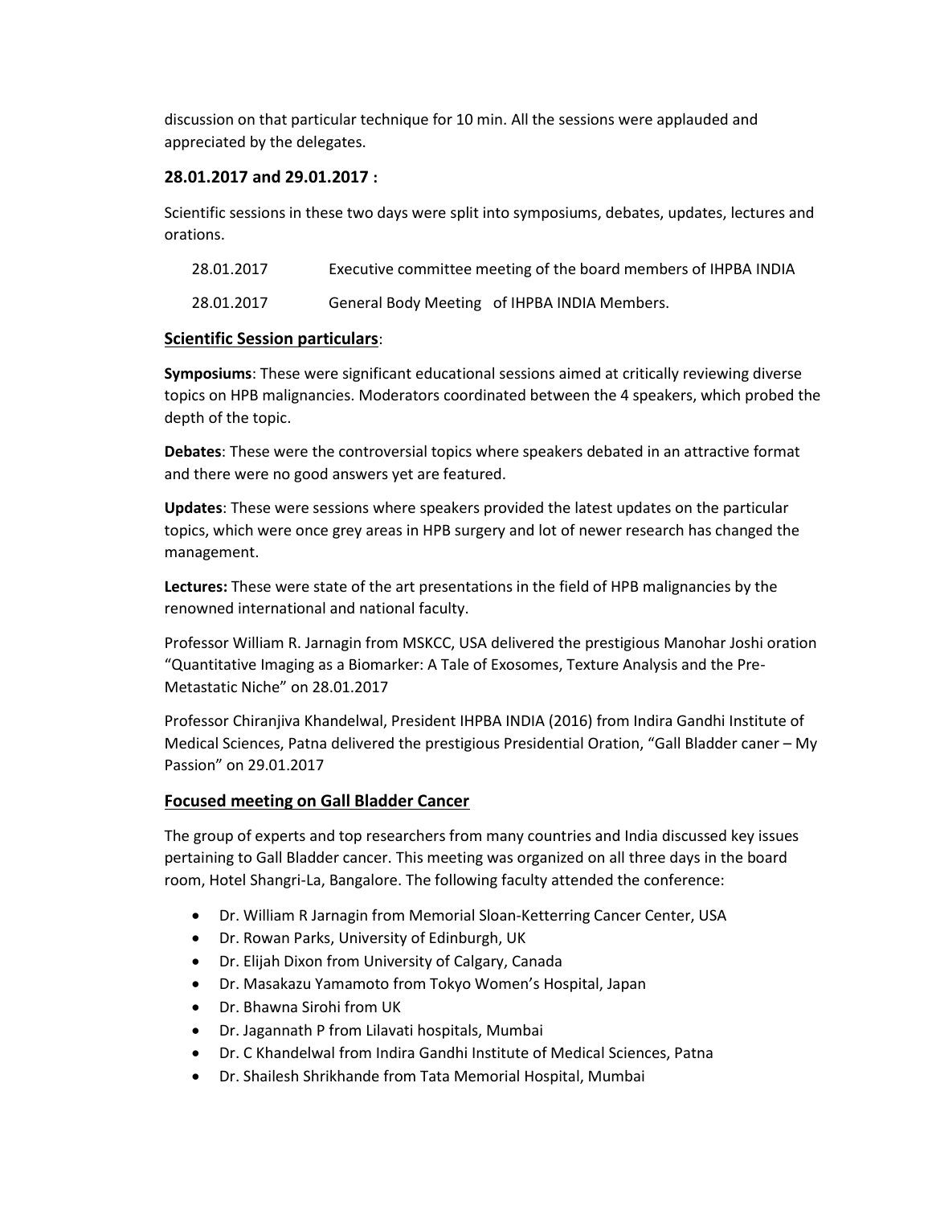discussion on that particular technique for 10 min. All the sessions were applauded and appreciated by the delegates.

### 28.01.2017 and 29.01.2017 :

Scientific sessions in these two days were split into symposiums, debates, updates, lectures and orations.

28.01.2017 Executive committee meeting of the board members of IHPBA INDIA

28.01.2017 General Body Meeting of IHPBA INDIA Members.

### <u>Scientific Session particulars</u>:

**Symposiums**: These were significant educational sessions aimed at critically reviewing diverse topics on HPB malignancies. Moderators coordinated between the 4 speakers, which probed the depth of the topic.

**Debates**: These were the controversial topics where speakers debated in an attractive format and there were no good answers yet are featured.

**Updates**: These were sessions where speakers provided the latest updates on the particular topics, which were once grey areas in HPB surgery and lot of newer research has changed the management.

**Lectures:** These were state of the art presentations in the field of HPB malignancies by the renowned international and national faculty.

Professor William R. Jarnagin from MSKCC, USA delivered the prestigious Manohar Joshi oration "Quantitative Imaging as a Biomarker: A Tale of Exosomes, Texture Analysis and the Pre-Metastatic Niche" on 28.01.2017

Professor Chiranjiva Khandelwal, President IHPBA INDIA (2016) from Indira Gandhi Institute of Medical Sciences, Patna delivered the prestigious Presidential Oration, "Gall Bladder caner – My Passion" on 29.01.2017

### <u>Focused meeting on Gall Bladder Cancer</u>

The group of experts and top researchers from many countries and India discussed key issues pertaining to Gall Bladder cancer. This meeting was organized on all three days in the board room, Hotel Shangri-La, Bangalore. The following faculty attended the conference:

- Dr. William R Jarnagin from Memorial Sloan-Ketterring Cancer Center, USA
- Dr. Rowan Parks, University of Edinburgh, UK
- Dr. Elijah Dixon from University of Calgary, Canada
- Dr. Masakazu Yamamoto from Tokyo Women's Hospital, Japan
- Dr. Bhawna Sirohi from UK
- Dr. Jagannath P from Lilavati hospitals, Mumbai
- Dr. C Khandelwal from Indira Gandhi Institute of Medical Sciences, Patna
- Dr. Shailesh Shrikhande from Tata Memorial Hospital, Mumbai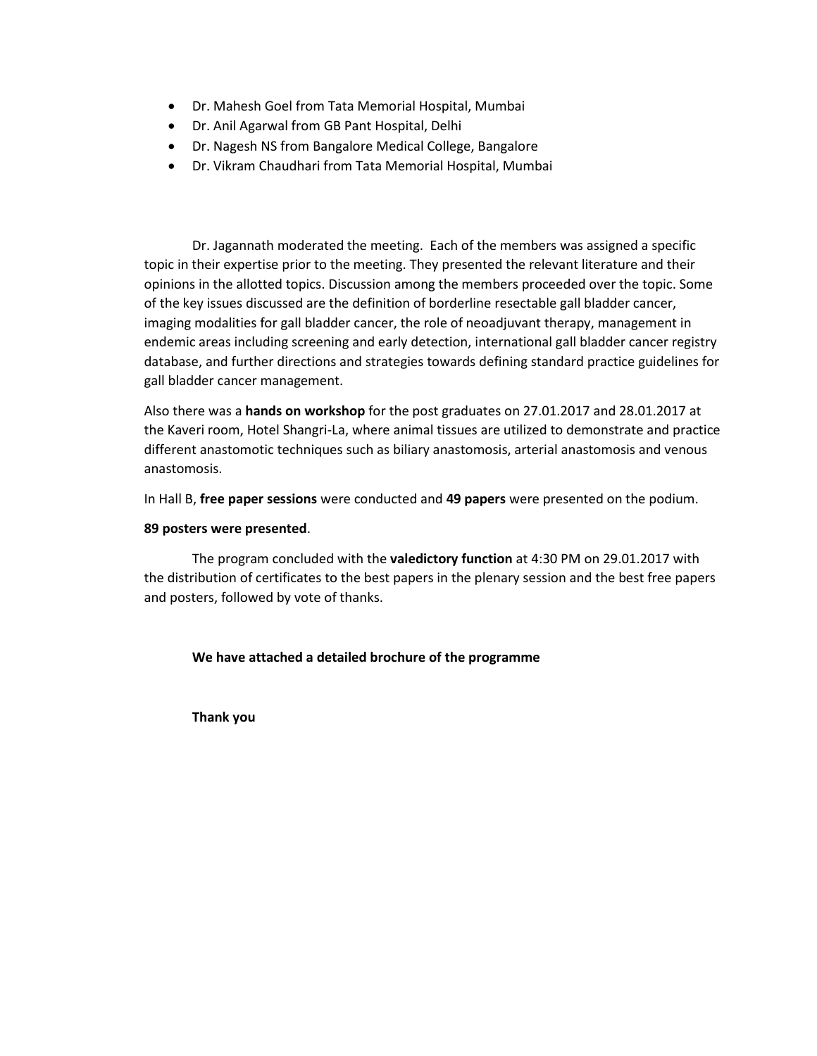- Dr. Mahesh Goel from Tata Memorial Hospital, Mumbai
- Dr. Anil Agarwal from GB Pant Hospital, Delhi
- Dr. Nagesh NS from Bangalore Medical College, Bangalore
- Dr. Vikram Chaudhari from Tata Memorial Hospital, Mumbai

Dr. Jagannath moderated the meeting. Each of the members was assigned a specific topic in their expertise prior to the meeting. They presented the relevant literature and their opinions in the allotted topics. Discussion among the members proceeded over the topic. Some of the key issues discussed are the definition of borderline resectable gall bladder cancer, imaging modalities for gall bladder cancer, the role of neoadjuvant therapy, management in endemic areas including screening and early detection, international gall bladder cancer registry database, and further directions and strategies towards defining standard practice guidelines for gall bladder cancer management.

Also there was a **hands on workshop** for the post graduates on 27.01.2017 and 28.01.2017 at the Kaveri room, Hotel Shangri-La, where animal tissues are utilized to demonstrate and practice different anastomotic techniques such as biliary anastomosis, arterial anastomosis and venous anastomosis.

In Hall B, **free paper sessions** were conducted and **49 papers** were presented on the podium.

**89 posters were presented**.

The program concluded with the **valedictory function** at 4:30 PM on 29.01.2017 with the distribution of certificates to the best papers in the plenary session and the best free papers and posters, followed by vote of thanks.

**We have attached a detailed brochure of the programme**

**Thank you**